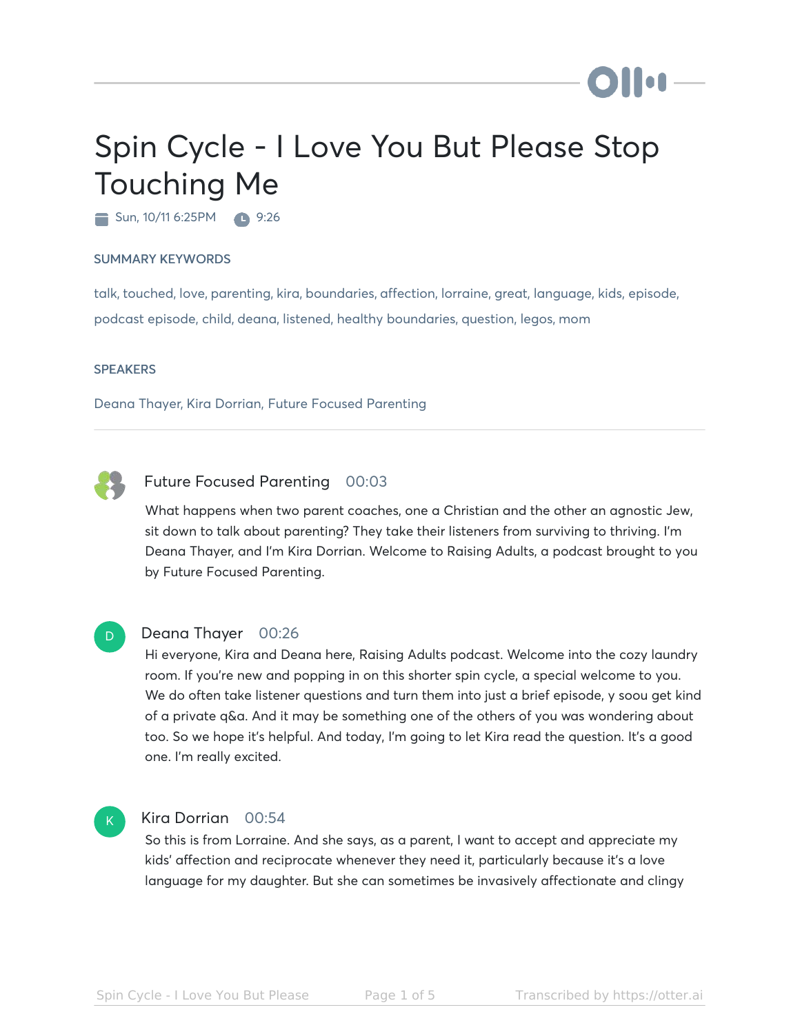# Spin Cycle - I Love You But Please Stop Touching Me

Sun, 10/11 6:25PM 9:26

## SUMMARY KEYWORDS

talk, touched, love, parenting, kira, boundaries, affection, lorraine, great, language, kids, episode, podcast episode, child, deana, listened, healthy boundaries, question, legos, mom

## SPEAKERS

Deana Thayer, Kira Dorrian, Future Focused Parenting

---

**Future Focused Parenting** 00:03

What happens when two parent coaches, one a Christian and the other an agnostic Jew, sit down to talk about parenting? They take their listeners from surviving to thriving. I'm Deana Thayer, and I'm Kira Dorrian. Welcome to Raising Adults, a podcast brought to you by Future Focused Parenting.

**Deana Thayer** 00:26

Hi everyone, Kira and Deana here, Raising Adults podcast. Welcome into the cozy laundry room. If you're new and popping in on this shorter spin cycle, a special welcome to you. We do often take listener questions and turn them into just a brief episode, y soou get kind of a private q&a. And it may be something one of the others of you was wondering about too. So we hope it's helpful. And today, I'm going to let Kira read the question. It's a good one. I'm really excited.

**Kira Dorrian** 00:54

So this is from Lorraine. And she says, as a parent, I want to accept and appreciate my kids' affection and reciprocate whenever they need it, particularly because it's a love language for my daughter. But she can sometimes be invasively affectionate and clingy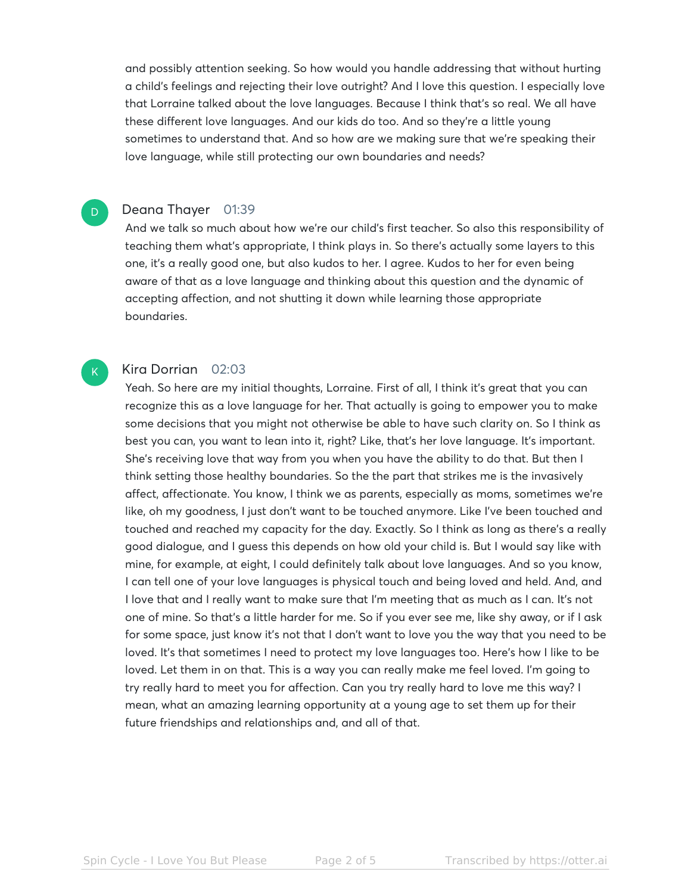and possibly attention seeking. So how would you handle addressing that without hurting a child's feelings and rejecting their love outright? And I love this question. I especially love that Lorraine talked about the love languages. Because I think that's so real. We all have these different love languages. And our kids do too. And so they're a little young sometimes to understand that. And so how are we making sure that we're speaking their love language, while still protecting our own boundaries and needs?

**Deana Thayer** 01:39

And we talk so much about how we're our child's first teacher. So also this responsibility of teaching them what's appropriate, I think plays in. So there's actually some layers to this one, it's a really good one, but also kudos to her. I agree. Kudos to her for even being aware of that as a love language and thinking about this question and the dynamic of accepting affection, and not shutting it down while learning those appropriate boundaries.

**Kira Dorrian** 02:03

Yeah. So here are my initial thoughts, Lorraine. First of all, I think it's great that you can recognize this as a love language for her. That actually is going to empower you to make some decisions that you might not otherwise be able to have such clarity on. So I think as best you can, you want to lean into it, right? Like, that's her love language. It's important. She's receiving love that way from you when you have the ability to do that. But then I think setting those healthy boundaries. So the the part that strikes me is the invasively affect, affectionate. You know, I think we as parents, especially as moms, sometimes we're like, oh my goodness, I just don't want to be touched anymore. Like I've been touched and touched and reached my capacity for the day. Exactly. So I think as long as there's a really good dialogue, and I guess this depends on how old your child is. But I would say like with mine, for example, at eight, I could definitely talk about love languages. And so you know, I can tell one of your love languages is physical touch and being loved and held. And, and I love that and I really want to make sure that I'm meeting that as much as I can. It's not one of mine. So that's a little harder for me. So if you ever see me, like shy away, or if I ask for some space, just know it's not that I don't want to love you the way that you need to be loved. It's that sometimes I need to protect my love languages too. Here's how I like to be loved. Let them in on that. This is a way you can really make me feel loved. I'm going to try really hard to meet you for affection. Can you try really hard to love me this way? I mean, what an amazing learning opportunity at a young age to set them up for their future friendships and relationships and, and all of that.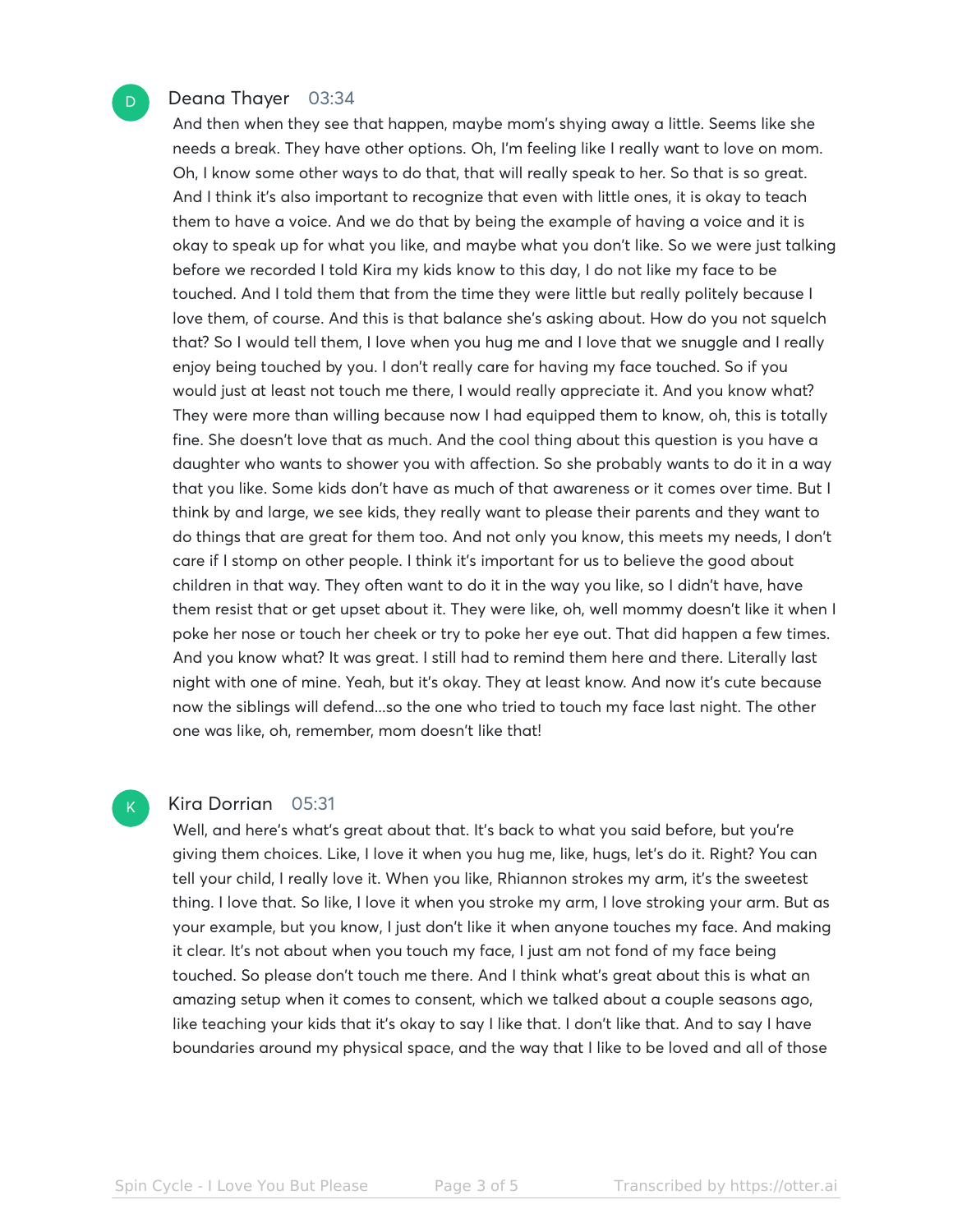**Deana Thayer** 03:34

And then when they see that happen, maybe mom's shying away a little. Seems like she needs a break. They have other options. Oh, I'm feeling like I really want to love on mom. Oh, I know some other ways to do that, that will really speak to her. So that is so great. And I think it's also important to recognize that even with little ones, it is okay to teach them to have a voice. And we do that by being the example of having a voice and it is okay to speak up for what you like, and maybe what you don't like. So we were just talking before we recorded I told Kira my kids know to this day, I do not like my face to be touched. And I told them that from the time they were little but really politely because I love them, of course. And this is that balance she's asking about. How do you not squelch that? So I would tell them, I love when you hug me and I love that we snuggle and I really enjoy being touched by you. I don't really care for having my face touched. So if you would just at least not touch me there, I would really appreciate it. And you know what? They were more than willing because now I had equipped them to know, oh, this is totally fine. She doesn't love that as much. And the cool thing about this question is you have a daughter who wants to shower you with affection. So she probably wants to do it in a way that you like. Some kids don't have as much of that awareness or it comes over time. But I think by and large, we see kids, they really want to please their parents and they want to do things that are great for them too. And not only you know, this meets my needs, I don't care if I stomp on other people. I think it's important for us to believe the good about children in that way. They often want to do it in the way you like, so I didn't have, have them resist that or get upset about it. They were like, oh, well mommy doesn't like it when I poke her nose or touch her cheek or try to poke her eye out. That did happen a few times. And you know what? It was great. I still had to remind them here and there. Literally last night with one of mine. Yeah, but it's okay. They at least know. And now it's cute because now the siblings will defend...so the one who tried to touch my face last night. The other one was like, oh, remember, mom doesn't like that!

**Kira Dorrian** 05:31

Well, and here's what's great about that. It's back to what you said before, but you're giving them choices. Like, I love it when you hug me, like, hugs, let's do it. Right? You can tell your child, I really love it. When you like, Rhiannon strokes my arm, it's the sweetest thing. I love that. So like, I love it when you stroke my arm, I love stroking your arm. But as your example, but you know, I just don't like it when anyone touches my face. And making it clear. It's not about when you touch my face, I just am not fond of my face being touched. So please don't touch me there. And I think what's great about this is what an amazing setup when it comes to consent, which we talked about a couple seasons ago, like teaching your kids that it's okay to say I like that. I don't like that. And to say I have boundaries around my physical space, and the way that I like to be loved and all of those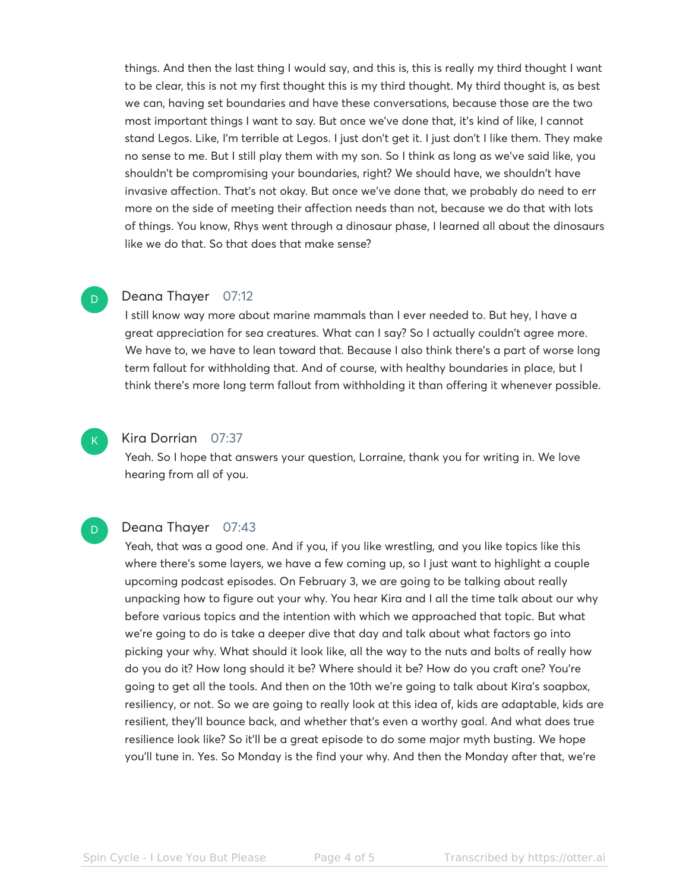things. And then the last thing I would say, and this is, this is really my third thought I want to be clear, this is not my first thought this is my third thought. My third thought is, as best we can, having set boundaries and have these conversations, because those are the two most important things I want to say. But once we've done that, it's kind of like, I cannot stand Legos. Like, I'm terrible at Legos. I just don't get it. I just don't I like them. They make no sense to me. But I still play them with my son. So I think as long as we've said like, you shouldn't be compromising your boundaries, right? We should have, we shouldn't have invasive affection. That's not okay. But once we've done that, we probably do need to err more on the side of meeting their affection needs than not, because we do that with lots of things. You know, Rhys went through a dinosaur phase, I learned all about the dinosaurs like we do that. So that does that make sense?

**Deana Thayer** 07:12

I still know way more about marine mammals than I ever needed to. But hey, I have a great appreciation for sea creatures. What can I say? So I actually couldn't agree more. We have to, we have to lean toward that. Because I also think there's a part of worse long term fallout for withholding that. And of course, with healthy boundaries in place, but I think there's more long term fallout from withholding it than offering it whenever possible.

**Kira Dorrian** 07:37

Yeah. So I hope that answers your question, Lorraine, thank you for writing in. We love hearing from all of you.

**Deana Thayer** 07:43

Yeah, that was a good one. And if you, if you like wrestling, and you like topics like this where there's some layers, we have a few coming up, so I just want to highlight a couple upcoming podcast episodes. On February 3, we are going to be talking about really unpacking how to figure out your why. You hear Kira and I all the time talk about our why before various topics and the intention with which we approached that topic. But what we're going to do is take a deeper dive that day and talk about what factors go into picking your why. What should it look like, all the way to the nuts and bolts of really how do you do it? How long should it be? Where should it be? How do you craft one? You're going to get all the tools. And then on the 10th we're going to talk about Kira's soapbox, resiliency, or not. So we are going to really look at this idea of, kids are adaptable, kids are resilient, they'll bounce back, and whether that's even a worthy goal. And what does true resilience look like? So it'll be a great episode to do some major myth busting. We hope you'll tune in. Yes. So Monday is the find your why. And then the Monday after that, we're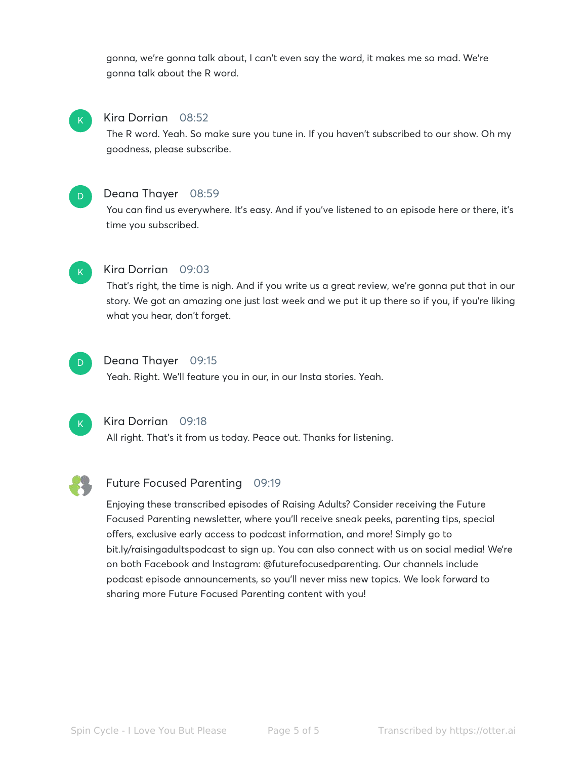gonna, we're gonna talk about, I can't even say the word, it makes me so mad. We're gonna talk about the R word.

**Kira Dorrian** 08:52
The R word. Yeah. So make sure you tune in. If you haven't subscribed to our show. Oh my goodness, please subscribe.

**Deana Thayer** 08:59
You can find us everywhere. It's easy. And if you've listened to an episode here or there, it's time you subscribed.

**Kira Dorrian** 09:03
That's right, the time is nigh. And if you write us a great review, we're gonna put that in our story. We got an amazing one just last week and we put it up there so if you, if you're liking what you hear, don't forget.

**Deana Thayer** 09:15
Yeah. Right. We'll feature you in our, in our Insta stories. Yeah.

**Kira Dorrian** 09:18
All right. That's it from us today. Peace out. Thanks for listening.

**Future Focused Parenting** 09:19
Enjoying these transcribed episodes of Raising Adults? Consider receiving the Future Focused Parenting newsletter, where you'll receive sneak peeks, parenting tips, special offers, exclusive early access to podcast information, and more! Simply go to bit.ly/raisingadultspodcast to sign up. You can also connect with us on social media! We're on both Facebook and Instagram: @futurefocusedparenting. Our channels include podcast episode announcements, so you'll never miss new topics. We look forward to sharing more Future Focused Parenting content with you!